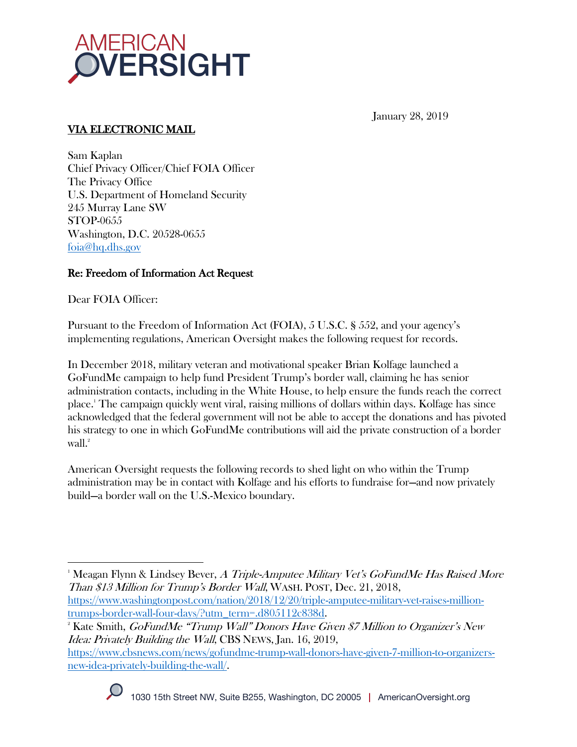AMERICAN OVERSIGHT

January 28, 2019

**VIA ELECTRONIC MAIL**

Sam Kaplan
Chief Privacy Officer/Chief FOIA Officer
The Privacy Office
U.S. Department of Homeland Security
245 Murray Lane SW
STOP-0655
Washington, D.C. 20528-0655
foia@hq.dhs.gov

**Re: Freedom of Information Act Request**

Dear FOIA Officer:

Pursuant to the Freedom of Information Act (FOIA), 5 U.S.C. § 552, and your agency's implementing regulations, American Oversight makes the following request for records.

In December 2018, military veteran and motivational speaker Brian Kolfage launched a GoFundMe campaign to help fund President Trump's border wall, claiming he has senior administration contacts, including in the White House, to help ensure the funds reach the correct place.[1] The campaign quickly went viral, raising millions of dollars within days. Kolfage has since acknowledged that the federal government will not be able to accept the donations and has pivoted his strategy to one in which GoFundMe contributions will aid the private construction of a border wall.[2]

American Oversight requests the following records to shed light on who within the Trump administration may be in contact with Kolfage and his efforts to fundraise for—and now privately build—a border wall on the U.S.-Mexico boundary.

---

[1] Meagan Flynn & Lindsey Bever, *A Triple-Amputee Military Vet's GoFundMe Has Raised More Than $13 Million for Trump's Border Wall*, WASH. POST, Dec. 21, 2018, https://www.washingtonpost.com/nation/2018/12/20/triple-amputee-military-vet-raises-million-trumps-border-wall-four-days/?utm_term=.d805112c838d.

[2] Kate Smith, *GoFundMe "Trump Wall" Donors Have Given $7 Million to Organizer's New Idea: Privately Building the Wall*, CBS NEWS, Jan. 16, 2019, https://www.cbsnews.com/news/gofundme-trump-wall-donors-have-given-7-million-to-organizers-new-idea-privately-building-the-wall/.

1030 15th Street NW, Suite B255, Washington, DC 20005 | AmericanOversight.org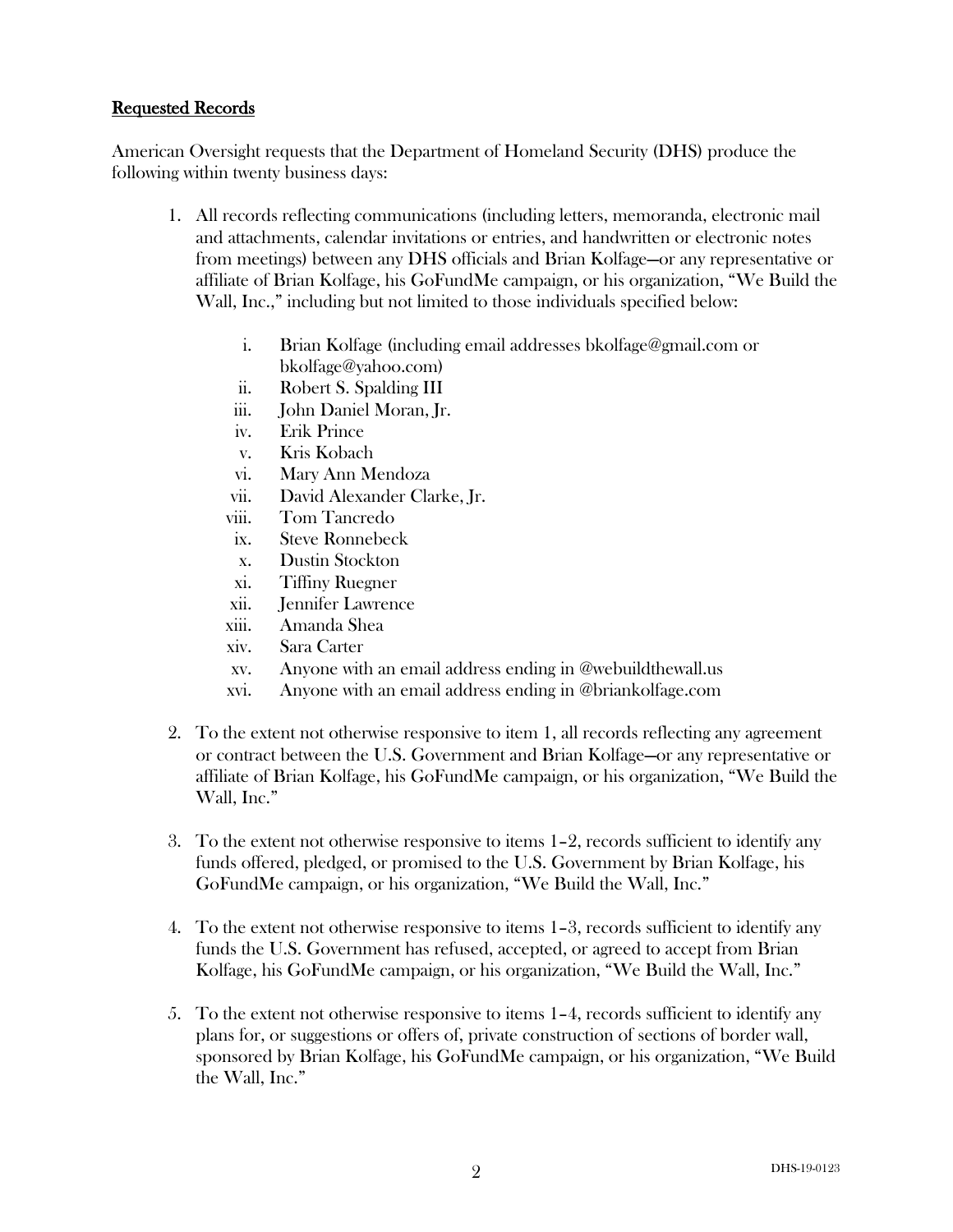## Requested Records

American Oversight requests that the Department of Homeland Security (DHS) produce the following within twenty business days:

1. All records reflecting communications (including letters, memoranda, electronic mail and attachments, calendar invitations or entries, and handwritten or electronic notes from meetings) between any DHS officials and Brian Kolfage—or any representative or affiliate of Brian Kolfage, his GoFundMe campaign, or his organization, "We Build the Wall, Inc.," including but not limited to those individuals specified below:

    i. Brian Kolfage (including email addresses bkolfage@gmail.com or bkolfage@yahoo.com)
    ii. Robert S. Spalding III
    iii. John Daniel Moran, Jr.
    iv. Erik Prince
    v. Kris Kobach
    vi. Mary Ann Mendoza
    vii. David Alexander Clarke, Jr.
    viii. Tom Tancredo
    ix. Steve Ronnebeck
    x. Dustin Stockton
    xi. Tiffiny Ruegner
    xii. Jennifer Lawrence
    xiii. Amanda Shea
    xiv. Sara Carter
    xv. Anyone with an email address ending in @webuildthewall.us
    xvi. Anyone with an email address ending in @briankolfage.com

2. To the extent not otherwise responsive to item 1, all records reflecting any agreement or contract between the U.S. Government and Brian Kolfage—or any representative or affiliate of Brian Kolfage, his GoFundMe campaign, or his organization, "We Build the Wall, Inc."

3. To the extent not otherwise responsive to items 1–2, records sufficient to identify any funds offered, pledged, or promised to the U.S. Government by Brian Kolfage, his GoFundMe campaign, or his organization, "We Build the Wall, Inc."

4. To the extent not otherwise responsive to items 1–3, records sufficient to identify any funds the U.S. Government has refused, accepted, or agreed to accept from Brian Kolfage, his GoFundMe campaign, or his organization, "We Build the Wall, Inc."

5. To the extent not otherwise responsive to items 1–4, records sufficient to identify any plans for, or suggestions or offers of, private construction of sections of border wall, sponsored by Brian Kolfage, his GoFundMe campaign, or his organization, "We Build the Wall, Inc."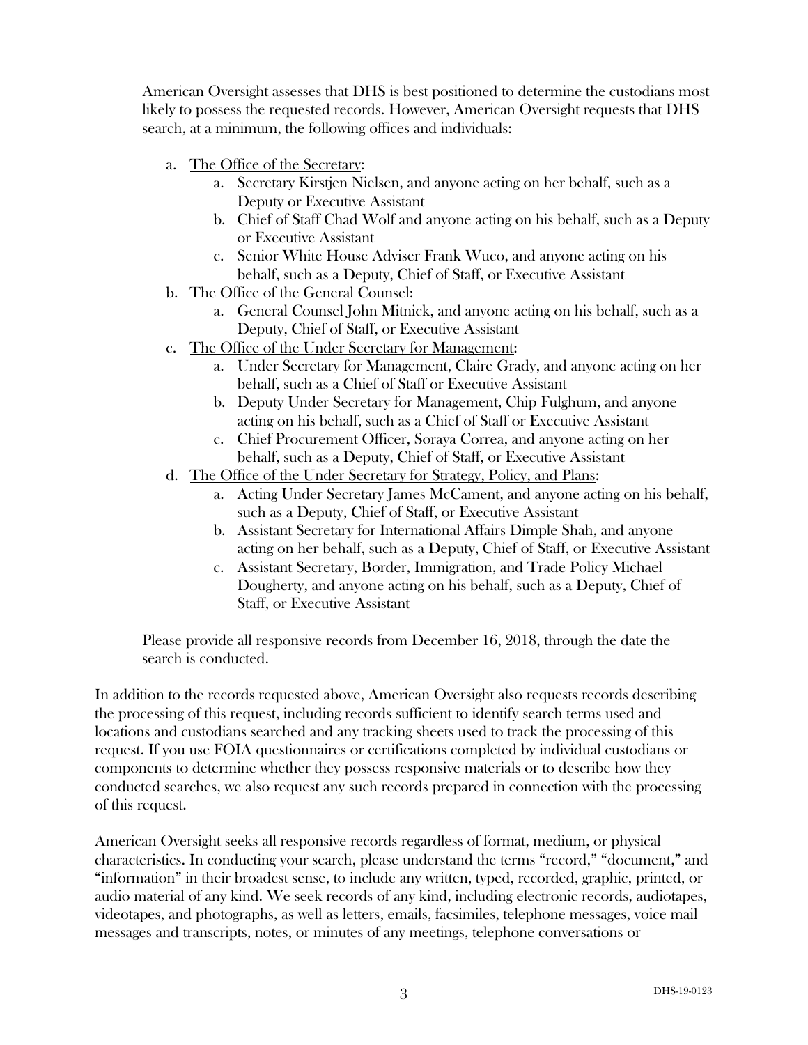American Oversight assesses that DHS is best positioned to determine the custodians most likely to possess the requested records. However, American Oversight requests that DHS search, at a minimum, the following offices and individuals:

a. <u>The Office of the Secretary</u>:
    a. Secretary Kirstjen Nielsen, and anyone acting on her behalf, such as a Deputy or Executive Assistant
    b. Chief of Staff Chad Wolf and anyone acting on his behalf, such as a Deputy or Executive Assistant
    c. Senior White House Adviser Frank Wuco, and anyone acting on his behalf, such as a Deputy, Chief of Staff, or Executive Assistant
b. <u>The Office of the General Counsel</u>:
    a. General Counsel John Mitnick, and anyone acting on his behalf, such as a Deputy, Chief of Staff, or Executive Assistant
c. <u>The Office of the Under Secretary for Management</u>:
    a. Under Secretary for Management, Claire Grady, and anyone acting on her behalf, such as a Chief of Staff or Executive Assistant
    b. Deputy Under Secretary for Management, Chip Fulghum, and anyone acting on his behalf, such as a Chief of Staff or Executive Assistant
    c. Chief Procurement Officer, Soraya Correa, and anyone acting on her behalf, such as a Deputy, Chief of Staff, or Executive Assistant
d. <u>The Office of the Under Secretary for Strategy, Policy, and Plans</u>:
    a. Acting Under Secretary James McCament, and anyone acting on his behalf, such as a Deputy, Chief of Staff, or Executive Assistant
    b. Assistant Secretary for International Affairs Dimple Shah, and anyone acting on her behalf, such as a Deputy, Chief of Staff, or Executive Assistant
    c. Assistant Secretary, Border, Immigration, and Trade Policy Michael Dougherty, and anyone acting on his behalf, such as a Deputy, Chief of Staff, or Executive Assistant

Please provide all responsive records from December 16, 2018, through the date the search is conducted.

In addition to the records requested above, American Oversight also requests records describing the processing of this request, including records sufficient to identify search terms used and locations and custodians searched and any tracking sheets used to track the processing of this request. If you use FOIA questionnaires or certifications completed by individual custodians or components to determine whether they possess responsive materials or to describe how they conducted searches, we also request any such records prepared in connection with the processing of this request.

American Oversight seeks all responsive records regardless of format, medium, or physical characteristics. In conducting your search, please understand the terms "record," "document," and "information" in their broadest sense, to include any written, typed, recorded, graphic, printed, or audio material of any kind. We seek records of any kind, including electronic records, audiotapes, videotapes, and photographs, as well as letters, emails, facsimiles, telephone messages, voice mail messages and transcripts, notes, or minutes of any meetings, telephone conversations or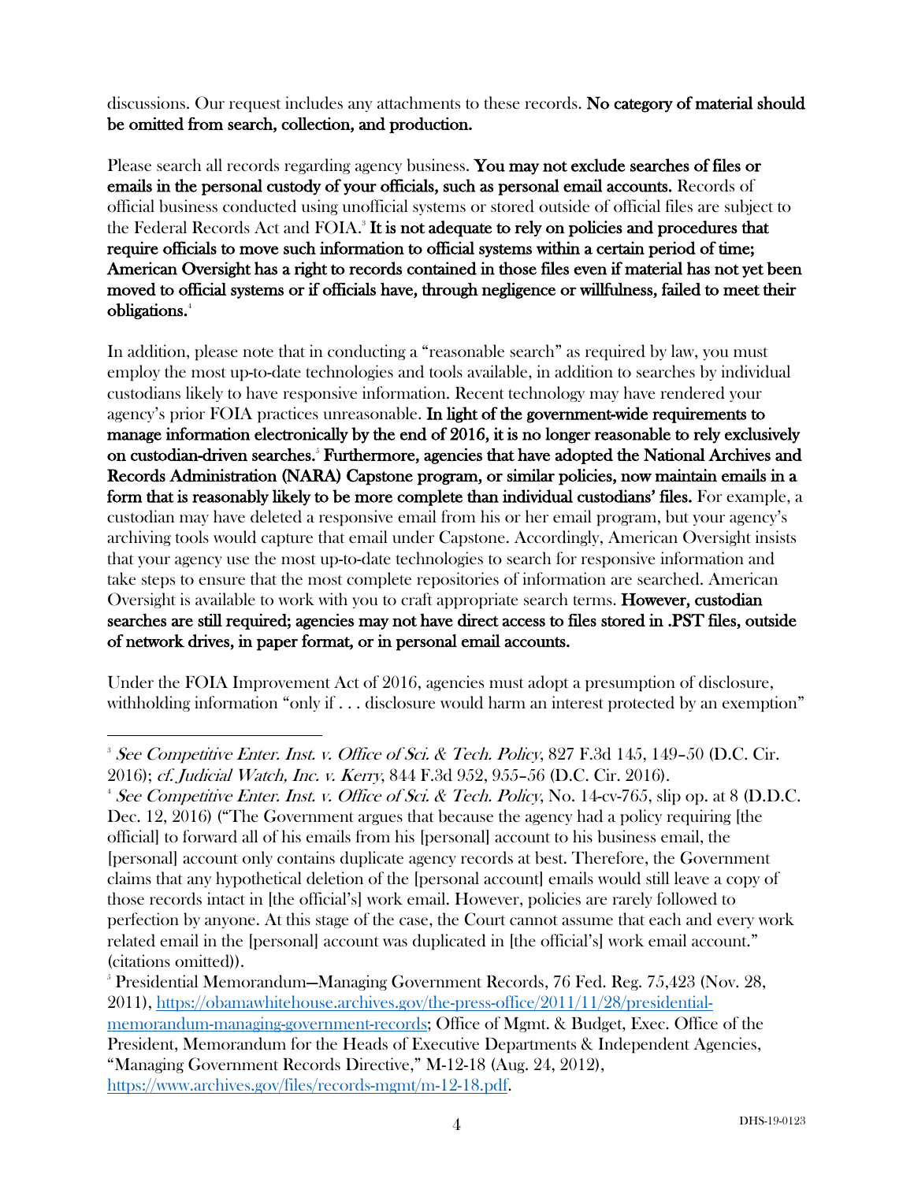discussions. Our request includes any attachments to these records. **No category of material should be omitted from search, collection, and production.**

Please search all records regarding agency business. **You may not exclude searches of files or emails in the personal custody of your officials, such as personal email accounts.** Records of official business conducted using unofficial systems or stored outside of official files are subject to the Federal Records Act and FOIA.[3] **It is not adequate to rely on policies and procedures that require officials to move such information to official systems within a certain period of time; American Oversight has a right to records contained in those files even if material has not yet been moved to official systems or if officials have, through negligence or willfulness, failed to meet their obligations.**[4]

In addition, please note that in conducting a "reasonable search" as required by law, you must employ the most up-to-date technologies and tools available, in addition to searches by individual custodians likely to have responsive information. Recent technology may have rendered your agency's prior FOIA practices unreasonable. **In light of the government-wide requirements to manage information electronically by the end of 2016, it is no longer reasonable to rely exclusively on custodian-driven searches.**[5] **Furthermore, agencies that have adopted the National Archives and Records Administration (NARA) Capstone program, or similar policies, now maintain emails in a form that is reasonably likely to be more complete than individual custodians' files.** For example, a custodian may have deleted a responsive email from his or her email program, but your agency's archiving tools would capture that email under Capstone. Accordingly, American Oversight insists that your agency use the most up-to-date technologies to search for responsive information and take steps to ensure that the most complete repositories of information are searched. American Oversight is available to work with you to craft appropriate search terms. **However, custodian searches are still required; agencies may not have direct access to files stored in .PST files, outside of network drives, in paper format, or in personal email accounts.**

Under the FOIA Improvement Act of 2016, agencies must adopt a presumption of disclosure, withholding information "only if . . . disclosure would harm an interest protected by an exemption"

---

[3] *See Competitive Enter. Inst. v. Office of Sci. & Tech. Policy*, 827 F.3d 145, 149–50 (D.C. Cir. 2016); *cf. Judicial Watch, Inc. v. Kerry*, 844 F.3d 952, 955–56 (D.C. Cir. 2016).

[4] *See Competitive Enter. Inst. v. Office of Sci. & Tech. Policy*, No. 14-cv-765, slip op. at 8 (D.D.C. Dec. 12, 2016) ("The Government argues that because the agency had a policy requiring [the official] to forward all of his emails from his [personal] account to his business email, the [personal] account only contains duplicate agency records at best. Therefore, the Government claims that any hypothetical deletion of the [personal account] emails would still leave a copy of those records intact in [the official's] work email. However, policies are rarely followed to perfection by anyone. At this stage of the case, the Court cannot assume that each and every work related email in the [personal] account was duplicated in [the official's] work email account." (citations omitted)).

[5] Presidential Memorandum—Managing Government Records, 76 Fed. Reg. 75,423 (Nov. 28, 2011), https://obamawhitehouse.archives.gov/the-press-office/2011/11/28/presidential-memorandum-managing-government-records; Office of Mgmt. & Budget, Exec. Office of the President, Memorandum for the Heads of Executive Departments & Independent Agencies, "Managing Government Records Directive," M-12-18 (Aug. 24, 2012), https://www.archives.gov/files/records-mgmt/m-12-18.pdf.

DHS-19-0123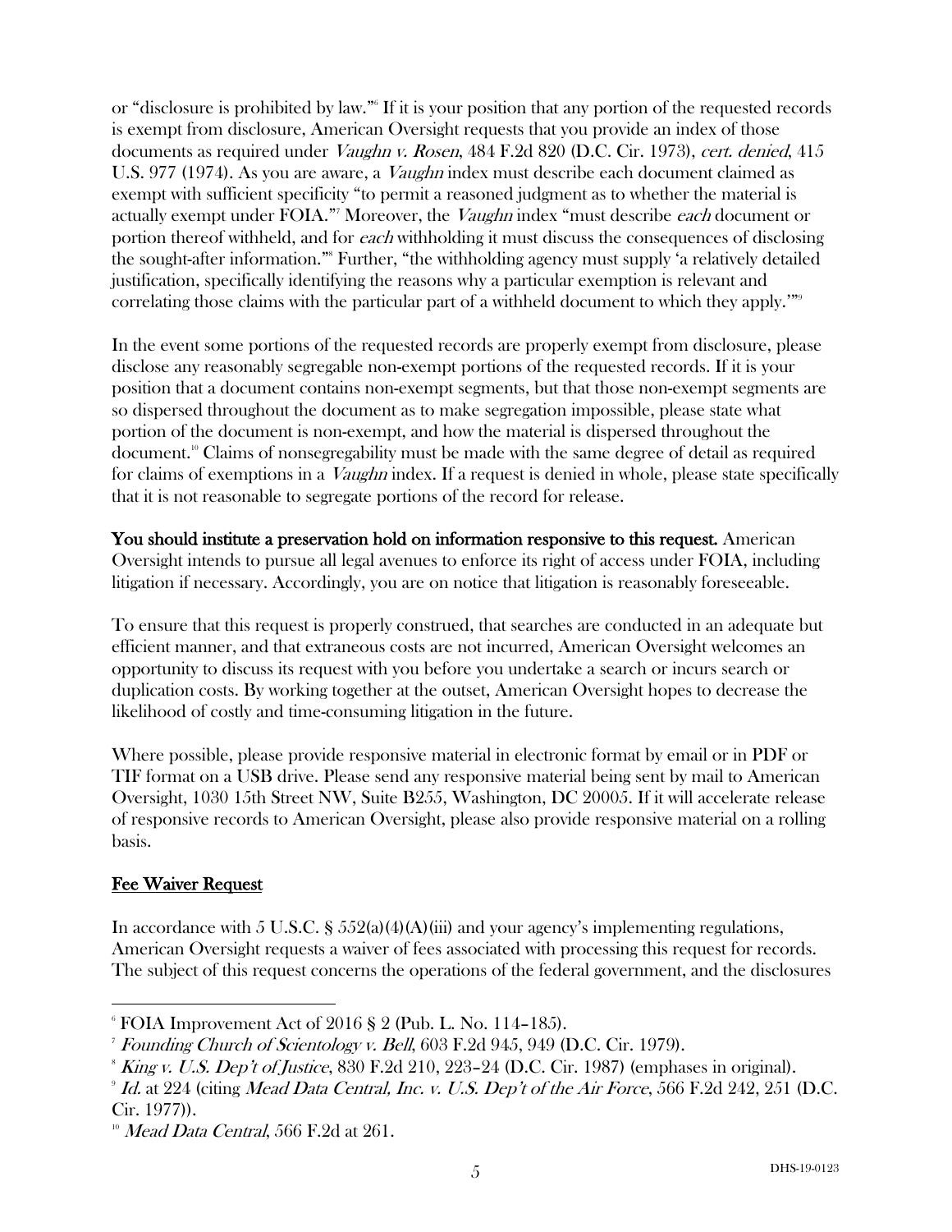or "disclosure is prohibited by law."[6] If it is your position that any portion of the requested records is exempt from disclosure, American Oversight requests that you provide an index of those documents as required under *Vaughn v. Rosen*, 484 F.2d 820 (D.C. Cir. 1973), *cert. denied*, 415 U.S. 977 (1974). As you are aware, a *Vaughn* index must describe each document claimed as exempt with sufficient specificity "to permit a reasoned judgment as to whether the material is actually exempt under FOIA."[7] Moreover, the *Vaughn* index "must describe *each* document or portion thereof withheld, and for *each* withholding it must discuss the consequences of disclosing the sought-after information."[8] Further, "the withholding agency must supply 'a relatively detailed justification, specifically identifying the reasons why a particular exemption is relevant and correlating those claims with the particular part of a withheld document to which they apply.'"[9]

In the event some portions of the requested records are properly exempt from disclosure, please disclose any reasonably segregable non-exempt portions of the requested records. If it is your position that a document contains non-exempt segments, but that those non-exempt segments are so dispersed throughout the document as to make segregation impossible, please state what portion of the document is non-exempt, and how the material is dispersed throughout the document.[10] Claims of nonsegregability must be made with the same degree of detail as required for claims of exemptions in a *Vaughn* index. If a request is denied in whole, please state specifically that it is not reasonable to segregate portions of the record for release.

**You should institute a preservation hold on information responsive to this request.** American Oversight intends to pursue all legal avenues to enforce its right of access under FOIA, including litigation if necessary. Accordingly, you are on notice that litigation is reasonably foreseeable.

To ensure that this request is properly construed, that searches are conducted in an adequate but efficient manner, and that extraneous costs are not incurred, American Oversight welcomes an opportunity to discuss its request with you before you undertake a search or incurs search or duplication costs. By working together at the outset, American Oversight hopes to decrease the likelihood of costly and time-consuming litigation in the future.

Where possible, please provide responsive material in electronic format by email or in PDF or TIF format on a USB drive. Please send any responsive material being sent by mail to American Oversight, 1030 15th Street NW, Suite B255, Washington, DC 20005. If it will accelerate release of responsive records to American Oversight, please also provide responsive material on a rolling basis.

## Fee Waiver Request

In accordance with 5 U.S.C. § 552(a)(4)(A)(iii) and your agency's implementing regulations, American Oversight requests a waiver of fees associated with processing this request for records. The subject of this request concerns the operations of the federal government, and the disclosures

---

[6] FOIA Improvement Act of 2016 § 2 (Pub. L. No. 114–185).

[7] *Founding Church of Scientology v. Bell*, 603 F.2d 945, 949 (D.C. Cir. 1979).

[8] *King v. U.S. Dep't of Justice*, 830 F.2d 210, 223–24 (D.C. Cir. 1987) (emphases in original).

[9] *Id.* at 224 (citing *Mead Data Central, Inc. v. U.S. Dep't of the Air Force*, 566 F.2d 242, 251 (D.C. Cir. 1977)).

[10] *Mead Data Central*, 566 F.2d at 261.

DHS-19-0123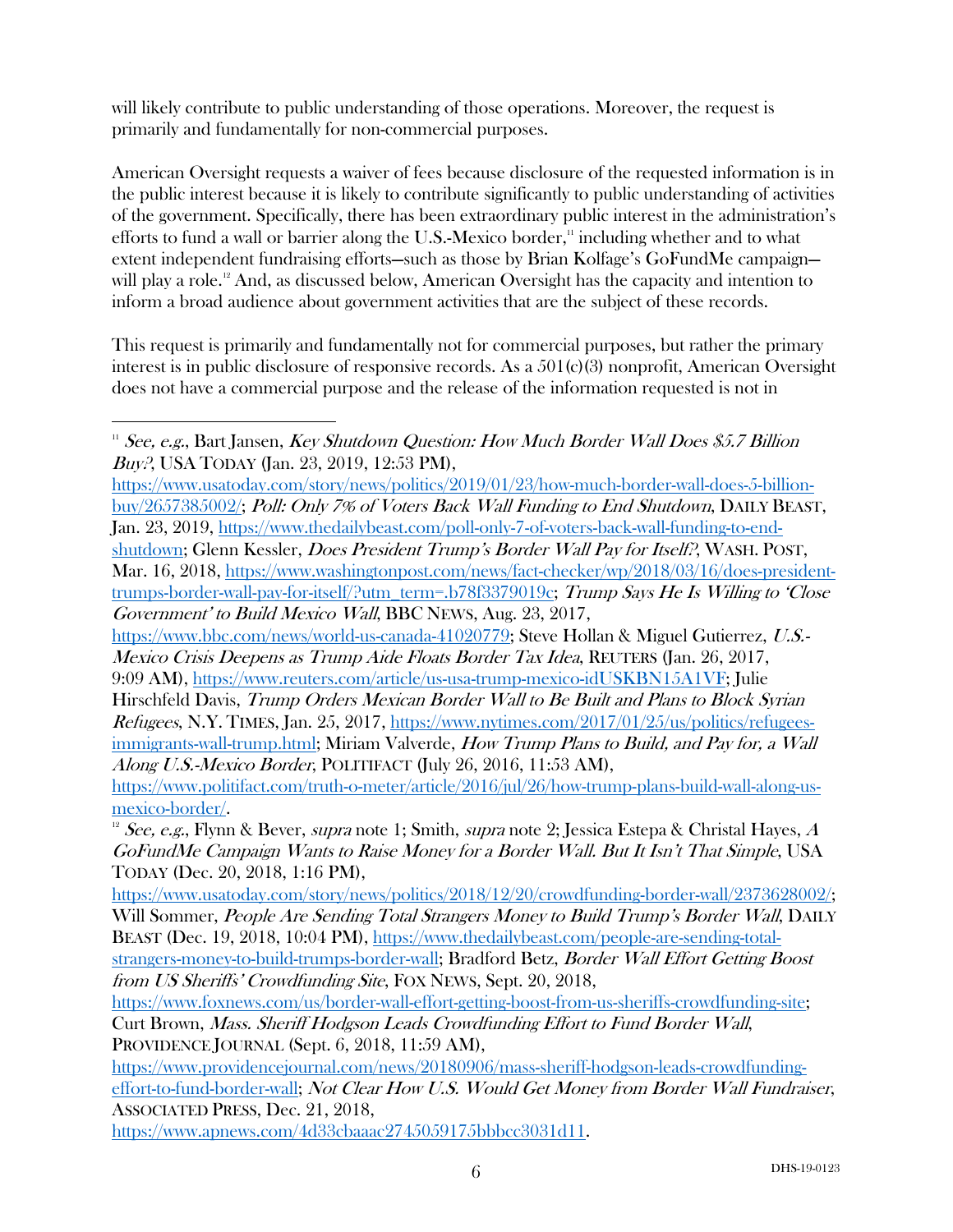will likely contribute to public understanding of those operations. Moreover, the request is primarily and fundamentally for non-commercial purposes.

American Oversight requests a waiver of fees because disclosure of the requested information is in the public interest because it is likely to contribute significantly to public understanding of activities of the government. Specifically, there has been extraordinary public interest in the administration's efforts to fund a wall or barrier along the U.S.-Mexico border,[11] including whether and to what extent independent fundraising efforts—such as those by Brian Kolfage's GoFundMe campaign—will play a role.[12] And, as discussed below, American Oversight has the capacity and intention to inform a broad audience about government activities that are the subject of these records.

This request is primarily and fundamentally not for commercial purposes, but rather the primary interest is in public disclosure of responsive records. As a 501(c)(3) nonprofit, American Oversight does not have a commercial purpose and the release of the information requested is not in

---

[11] *See, e.g.*, Bart Jansen, *Key Shutdown Question: How Much Border Wall Does $5.7 Billion Buy?*, USA TODAY (Jan. 23, 2019, 12:53 PM), https://www.usatoday.com/story/news/politics/2019/01/23/how-much-border-wall-does-5-billion-buy/2657385002/; *Poll: Only 7% of Voters Back Wall Funding to End Shutdown*, DAILY BEAST, Jan. 23, 2019, https://www.thedailybeast.com/poll-only-7-of-voters-back-wall-funding-to-end-shutdown; Glenn Kessler, *Does President Trump's Border Wall Pay for Itself?*, WASH. POST, Mar. 16, 2018, https://www.washingtonpost.com/news/fact-checker/wp/2018/03/16/does-president-trumps-border-wall-pay-for-itself/?utm_term=.b78f3379019c; *Trump Says He Is Willing to 'Close Government' to Build Mexico Wall*, BBC NEWS, Aug. 23, 2017, https://www.bbc.com/news/world-us-canada-41020779; Steve Hollan & Miguel Gutierrez, *U.S.-Mexico Crisis Deepens as Trump Aide Floats Border Tax Idea*, REUTERS (Jan. 26, 2017, 9:09 AM), https://www.reuters.com/article/us-usa-trump-mexico-idUSKBN15A1VF; Julie Hirschfeld Davis, *Trump Orders Mexican Border Wall to Be Built and Plans to Block Syrian Refugees*, N.Y. TIMES, Jan. 25, 2017, https://www.nytimes.com/2017/01/25/us/politics/refugees-immigrants-wall-trump.html; Miriam Valverde, *How Trump Plans to Build, and Pay for, a Wall Along U.S.-Mexico Border*, POLITIFACT (July 26, 2016, 11:53 AM), https://www.politifact.com/truth-o-meter/article/2016/jul/26/how-trump-plans-build-wall-along-us-mexico-border/.

[12] *See, e.g.*, Flynn & Bever, *supra* note 1; Smith, *supra* note 2; Jessica Estepa & Christal Hayes, *A GoFundMe Campaign Wants to Raise Money for a Border Wall. But It Isn't That Simple*, USA TODAY (Dec. 20, 2018, 1:16 PM), https://www.usatoday.com/story/news/politics/2018/12/20/crowdfunding-border-wall/2373628002/; Will Sommer, *People Are Sending Total Strangers Money to Build Trump's Border Wall*, DAILY BEAST (Dec. 19, 2018, 10:04 PM), https://www.thedailybeast.com/people-are-sending-total-strangers-money-to-build-trumps-border-wall; Bradford Betz, *Border Wall Effort Getting Boost from US Sheriffs' Crowdfunding Site*, FOX NEWS, Sept. 20, 2018, https://www.foxnews.com/us/border-wall-effort-getting-boost-from-us-sheriffs-crowdfunding-site; Curt Brown, *Mass. Sheriff Hodgson Leads Crowdfunding Effort to Fund Border Wall*, PROVIDENCE JOURNAL (Sept. 6, 2018, 11:59 AM), https://www.providencejournal.com/news/20180906/mass-sheriff-hodgson-leads-crowdfunding-effort-to-fund-border-wall; *Not Clear How U.S. Would Get Money from Border Wall Fundraiser*, ASSOCIATED PRESS, Dec. 21, 2018, https://www.apnews.com/4d33cbaaac2745059175bbbcc3031d11.

DHS-19-0123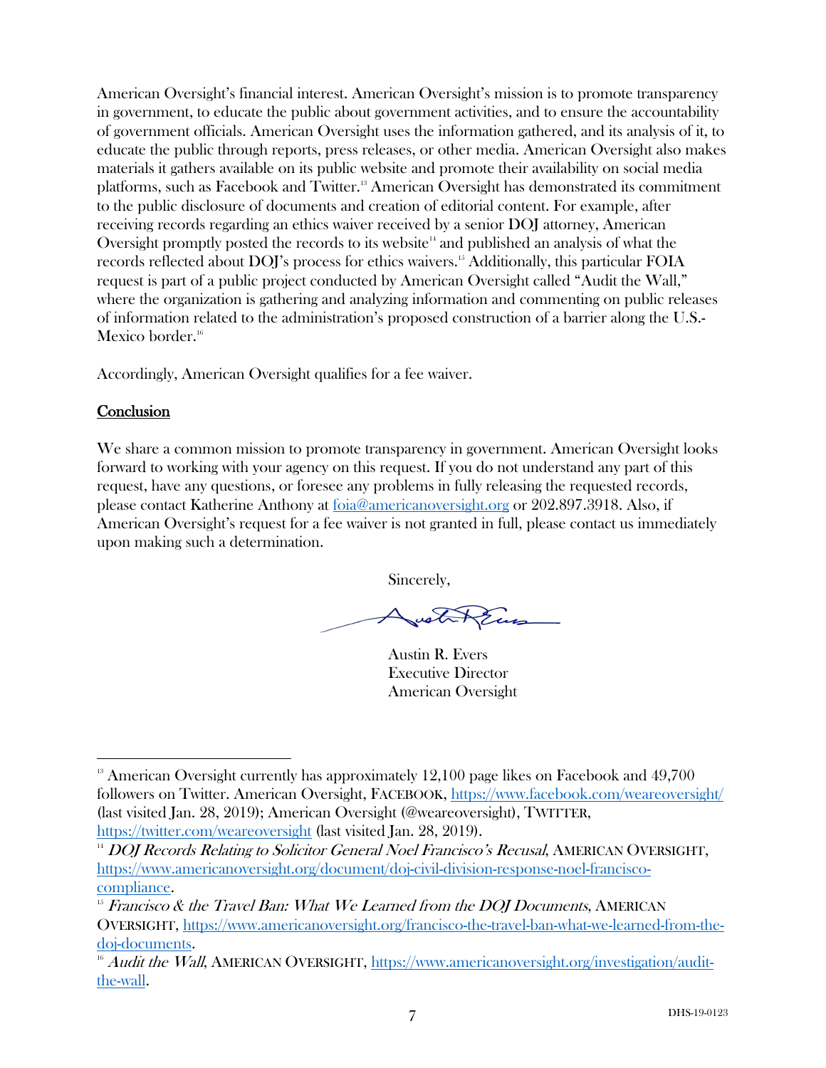American Oversight's financial interest. American Oversight's mission is to promote transparency in government, to educate the public about government activities, and to ensure the accountability of government officials. American Oversight uses the information gathered, and its analysis of it, to educate the public through reports, press releases, or other media. American Oversight also makes materials it gathers available on its public website and promote their availability on social media platforms, such as Facebook and Twitter.[13] American Oversight has demonstrated its commitment to the public disclosure of documents and creation of editorial content. For example, after receiving records regarding an ethics waiver received by a senior DOJ attorney, American Oversight promptly posted the records to its website[14] and published an analysis of what the records reflected about DOJ's process for ethics waivers.[15] Additionally, this particular FOIA request is part of a public project conducted by American Oversight called "Audit the Wall," where the organization is gathering and analyzing information and commenting on public releases of information related to the administration's proposed construction of a barrier along the U.S.-Mexico border.[16]

Accordingly, American Oversight qualifies for a fee waiver.

## Conclusion

We share a common mission to promote transparency in government. American Oversight looks forward to working with your agency on this request. If you do not understand any part of this request, have any questions, or foresee any problems in fully releasing the requested records, please contact Katherine Anthony at foia@americanoversight.org or 202.897.3918. Also, if American Oversight's request for a fee waiver is not granted in full, please contact us immediately upon making such a determination.

Sincerely,

Austin R. Evers
Executive Director
American Oversight

---

[13] American Oversight currently has approximately 12,100 page likes on Facebook and 49,700 followers on Twitter. American Oversight, FACEBOOK, https://www.facebook.com/weareoversight/ (last visited Jan. 28, 2019); American Oversight (@weareoversight), TWITTER, https://twitter.com/weareoversight (last visited Jan. 28, 2019).

[14] *DOJ Records Relating to Solicitor General Noel Francisco's Recusal*, AMERICAN OVERSIGHT, https://www.americanoversight.org/document/doj-civil-division-response-noel-francisco-compliance.

[15] *Francisco & the Travel Ban: What We Learned from the DOJ Documents*, AMERICAN OVERSIGHT, https://www.americanoversight.org/francisco-the-travel-ban-what-we-learned-from-the-doj-documents.

[16] *Audit the Wall*, AMERICAN OVERSIGHT, https://www.americanoversight.org/investigation/audit-the-wall.

DHS-19-0123